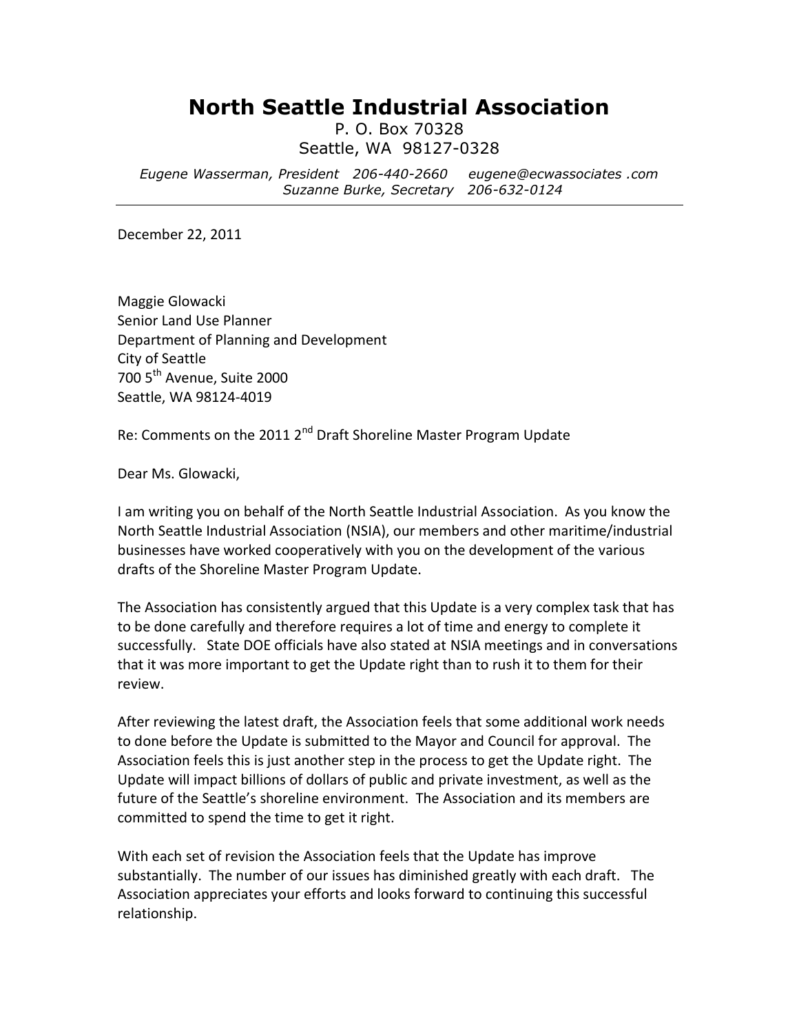# North Seattle Industrial Association

P. O. Box 70328
Seattle, WA 98127-0328

*Eugene Wasserman, President 206-440-2660 eugene@ecwassociates .com*
*Suzanne Burke, Secretary 206-632-0124*

---

December 22, 2011

Maggie Glowacki
Senior Land Use Planner
Department of Planning and Development
City of Seattle
700 5th Avenue, Suite 2000
Seattle, WA 98124-4019

Re: Comments on the 2011 2nd Draft Shoreline Master Program Update

Dear Ms. Glowacki,

I am writing you on behalf of the North Seattle Industrial Association. As you know the North Seattle Industrial Association (NSIA), our members and other maritime/industrial businesses have worked cooperatively with you on the development of the various drafts of the Shoreline Master Program Update.

The Association has consistently argued that this Update is a very complex task that has to be done carefully and therefore requires a lot of time and energy to complete it successfully. State DOE officials have also stated at NSIA meetings and in conversations that it was more important to get the Update right than to rush it to them for their review.

After reviewing the latest draft, the Association feels that some additional work needs to done before the Update is submitted to the Mayor and Council for approval. The Association feels this is just another step in the process to get the Update right. The Update will impact billions of dollars of public and private investment, as well as the future of the Seattle's shoreline environment. The Association and its members are committed to spend the time to get it right.

With each set of revision the Association feels that the Update has improve substantially. The number of our issues has diminished greatly with each draft. The Association appreciates your efforts and looks forward to continuing this successful relationship.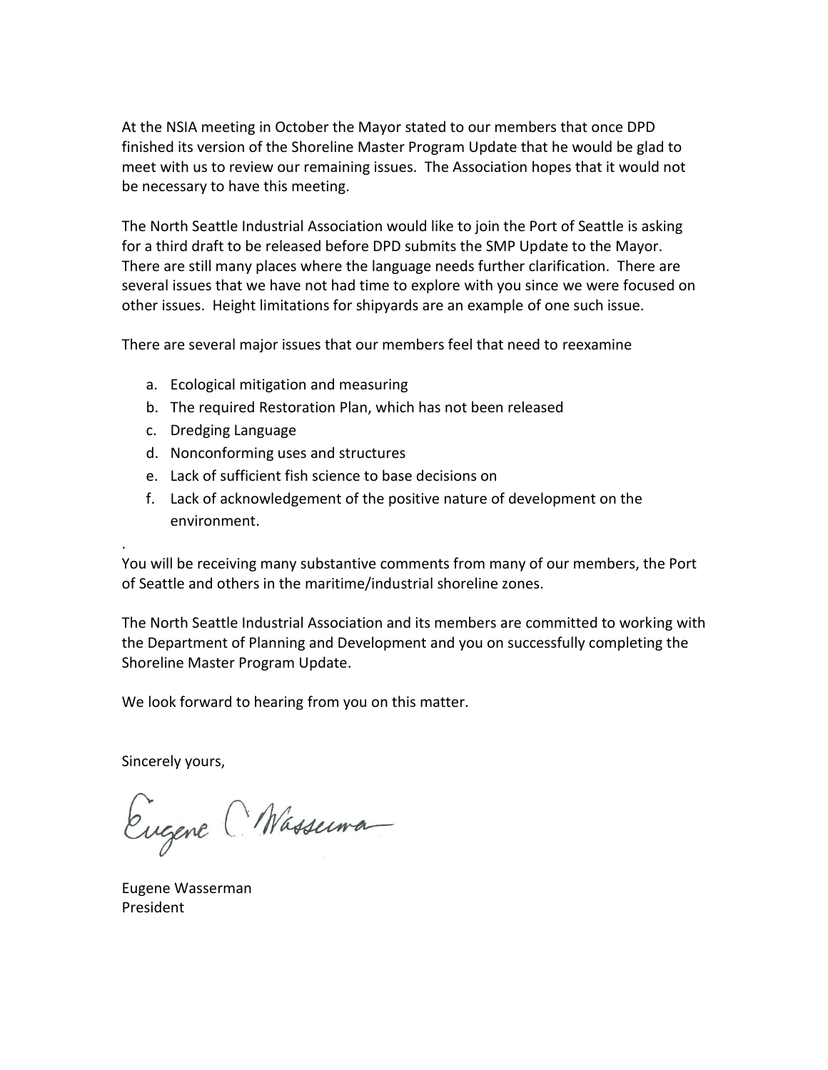At the NSIA meeting in October the Mayor stated to our members that once DPD finished its version of the Shoreline Master Program Update that he would be glad to meet with us to review our remaining issues. The Association hopes that it would not be necessary to have this meeting.

The North Seattle Industrial Association would like to join the Port of Seattle is asking for a third draft to be released before DPD submits the SMP Update to the Mayor. There are still many places where the language needs further clarification. There are several issues that we have not had time to explore with you since we were focused on other issues. Height limitations for shipyards are an example of one such issue.

There are several major issues that our members feel that need to reexamine

a. Ecological mitigation and measuring
b. The required Restoration Plan, which has not been released
c. Dredging Language
d. Nonconforming uses and structures
e. Lack of sufficient fish science to base decisions on
f. Lack of acknowledgement of the positive nature of development on the environment.

.
You will be receiving many substantive comments from many of our members, the Port of Seattle and others in the maritime/industrial shoreline zones.

The North Seattle Industrial Association and its members are committed to working with the Department of Planning and Development and you on successfully completing the Shoreline Master Program Update.

We look forward to hearing from you on this matter.

Sincerely yours,

Eugene C. Wasserman

Eugene Wasserman
President